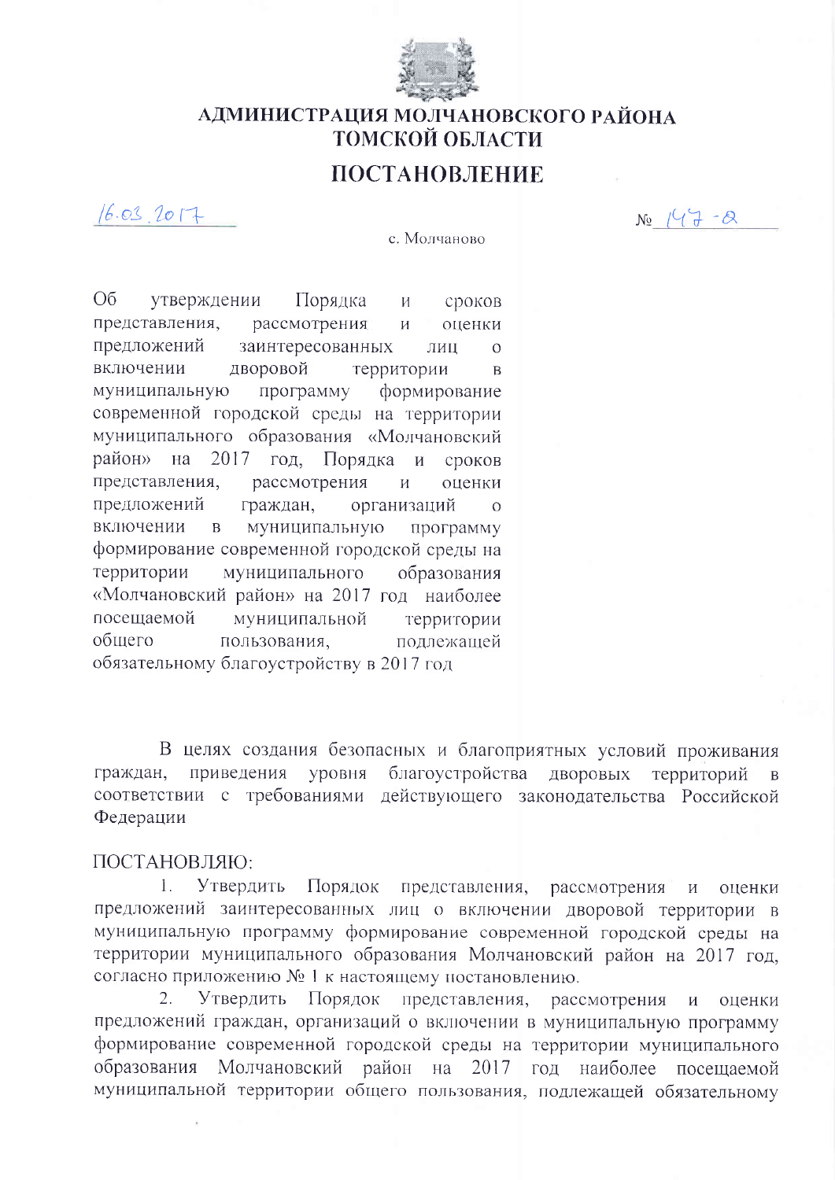# АДМИНИСТРАЦИЯ МОЛЧАНОВСКОГО РАЙОНА ТОМСКОЙ ОБЛАСТИ

## ПОСТАНОВЛЕНИЕ

16.03.2017 № 147-а

с. Молчаново

Об утверждении Порядка и сроков представления, рассмотрения и оценки предложений заинтересованных лиц о включении дворовой территории в муниципальную программу формирование современной городской среды на территории муниципального образования «Молчановский район» на 2017 год, Порядка и сроков представления, рассмотрения и оценки предложений граждан, организаций о включении в муниципальную программу формирование современной городской среды на территории муниципального образования «Молчановский район» на 2017 год наиболее посещаемой муниципальной территории общего пользования, подлежащей обязательному благоустройству в 2017 год

В целях создания безопасных и благоприятных условий проживания граждан, приведения уровня благоустройства дворовых территорий в соответствии с требованиями действующего законодательства Российской Федерации

ПОСТАНОВЛЯЮ:

1. Утвердить Порядок представления, рассмотрения и оценки предложений заинтересованных лиц о включении дворовой территории в муниципальную программу формирование современной городской среды на территории муниципального образования Молчановский район на 2017 год, согласно приложению № 1 к настоящему постановлению.
2. Утвердить Порядок представления, рассмотрения и оценки предложений граждан, организаций о включении в муниципальную программу формирование современной городской среды на территории муниципального образования Молчановский район на 2017 год наиболее посещаемой муниципальной территории общего пользования, подлежащей обязательному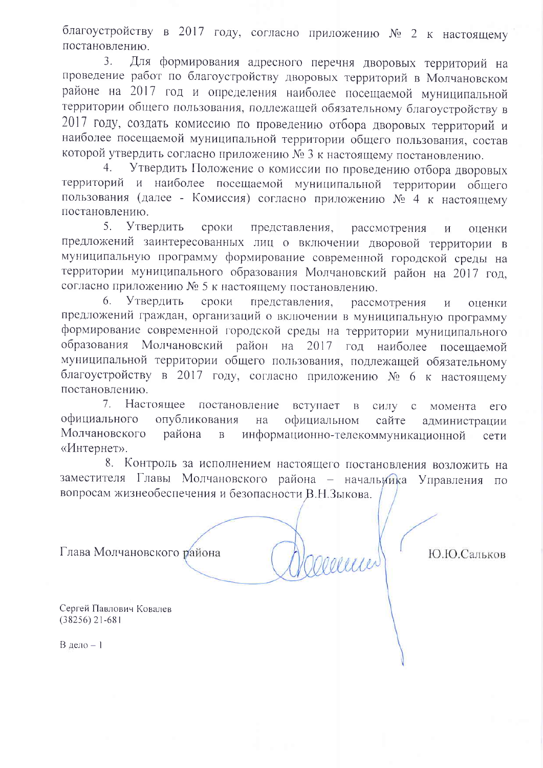благоустройству в 2017 году, согласно приложению № 2 к настоящему постановлению.

3. Для формирования адресного перечня дворовых территорий на проведение работ по благоустройству дворовых территорий в Молчановском районе на 2017 год и определения наиболее посещаемой муниципальной территории общего пользования, подлежащей обязательному благоустройству в 2017 году, создать комиссию по проведению отбора дворовых территорий и наиболее посещаемой муниципальной территории общего пользования, состав которой утвердить согласно приложению № 3 к настоящему постановлению.

4. Утвердить Положение о комиссии по проведению отбора дворовых территорий и наиболее посещаемой муниципальной территории общего пользования (далее - Комиссия) согласно приложению № 4 к настоящему постановлению.

5. Утвердить сроки представления, рассмотрения и оценки предложений заинтересованных лиц о включении дворовой территории в муниципальную программу формирование современной городской среды на территории муниципального образования Молчановский район на 2017 год, согласно приложению № 5 к настоящему постановлению.

6. Утвердить сроки представления, рассмотрения и оценки предложений граждан, организаций о включении в муниципальную программу формирование современной городской среды на территории муниципального образования Молчановский район на 2017 год наиболее посещаемой муниципальной территории общего пользования, подлежащей обязательному благоустройству в 2017 году, согласно приложению № 6 к настоящему постановлению.

7. Настоящее постановление вступает в силу с момента его официального опубликования на официальном сайте администрации Молчановского района в информационно-телекоммуникационной сети «Интернет».

8. Контроль за исполнением настоящего постановления возложить на заместителя Главы Молчановского района – начальника Управления по вопросам жизнеобеспечения и безопасности В.Н.Зыкова.

Глава Молчановского района Ю.Ю.Сальков

Сергей Павлович Ковалев
(38256) 21-681

В дело – 1